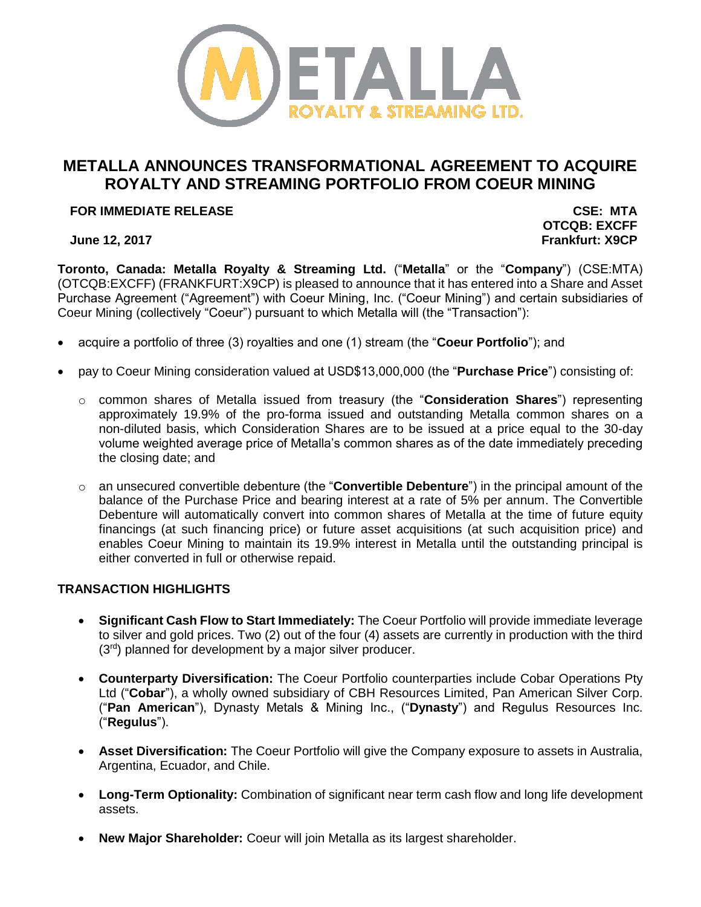METALLA ROYALTY & STREAMING LTD.

# METALLA ANNOUNCES TRANSFORMATIONAL AGREEMENT TO ACQUIRE ROYALTY AND STREAMING PORTFOLIO FROM COEUR MINING

**FOR IMMEDIATE RELEASE**

**CSE: MTA**
**OTCQB: EXCFF**
**Frankfurt: X9CP**

**June 12, 2017**

**Toronto, Canada: Metalla Royalty & Streaming Ltd.** ("**Metalla**" or the "**Company**") (CSE:MTA) (OTCQB:EXCFF) (FRANKFURT:X9CP) is pleased to announce that it has entered into a Share and Asset Purchase Agreement ("Agreement") with Coeur Mining, Inc. ("Coeur Mining") and certain subsidiaries of Coeur Mining (collectively "Coeur") pursuant to which Metalla will (the "Transaction"):

- acquire a portfolio of three (3) royalties and one (1) stream (the "**Coeur Portfolio**"); and
- pay to Coeur Mining consideration valued at USD$13,000,000 (the "**Purchase Price**") consisting of:
  - common shares of Metalla issued from treasury (the "**Consideration Shares**") representing approximately 19.9% of the pro-forma issued and outstanding Metalla common shares on a non-diluted basis, which Consideration Shares are to be issued at a price equal to the 30-day volume weighted average price of Metalla's common shares as of the date immediately preceding the closing date; and
  - an unsecured convertible debenture (the "**Convertible Debenture**") in the principal amount of the balance of the Purchase Price and bearing interest at a rate of 5% per annum. The Convertible Debenture will automatically convert into common shares of Metalla at the time of future equity financings (at such financing price) or future asset acquisitions (at such acquisition price) and enables Coeur Mining to maintain its 19.9% interest in Metalla until the outstanding principal is either converted in full or otherwise repaid.

## TRANSACTION HIGHLIGHTS

- **Significant Cash Flow to Start Immediately:** The Coeur Portfolio will provide immediate leverage to silver and gold prices. Two (2) out of the four (4) assets are currently in production with the third (3rd) planned for development by a major silver producer.
- **Counterparty Diversification:** The Coeur Portfolio counterparties include Cobar Operations Pty Ltd ("**Cobar**"), a wholly owned subsidiary of CBH Resources Limited, Pan American Silver Corp. ("**Pan American**"), Dynasty Metals & Mining Inc., ("**Dynasty**") and Regulus Resources Inc. ("**Regulus**").
- **Asset Diversification:** The Coeur Portfolio will give the Company exposure to assets in Australia, Argentina, Ecuador, and Chile.
- **Long-Term Optionality:** Combination of significant near term cash flow and long life development assets.
- **New Major Shareholder:** Coeur will join Metalla as its largest shareholder.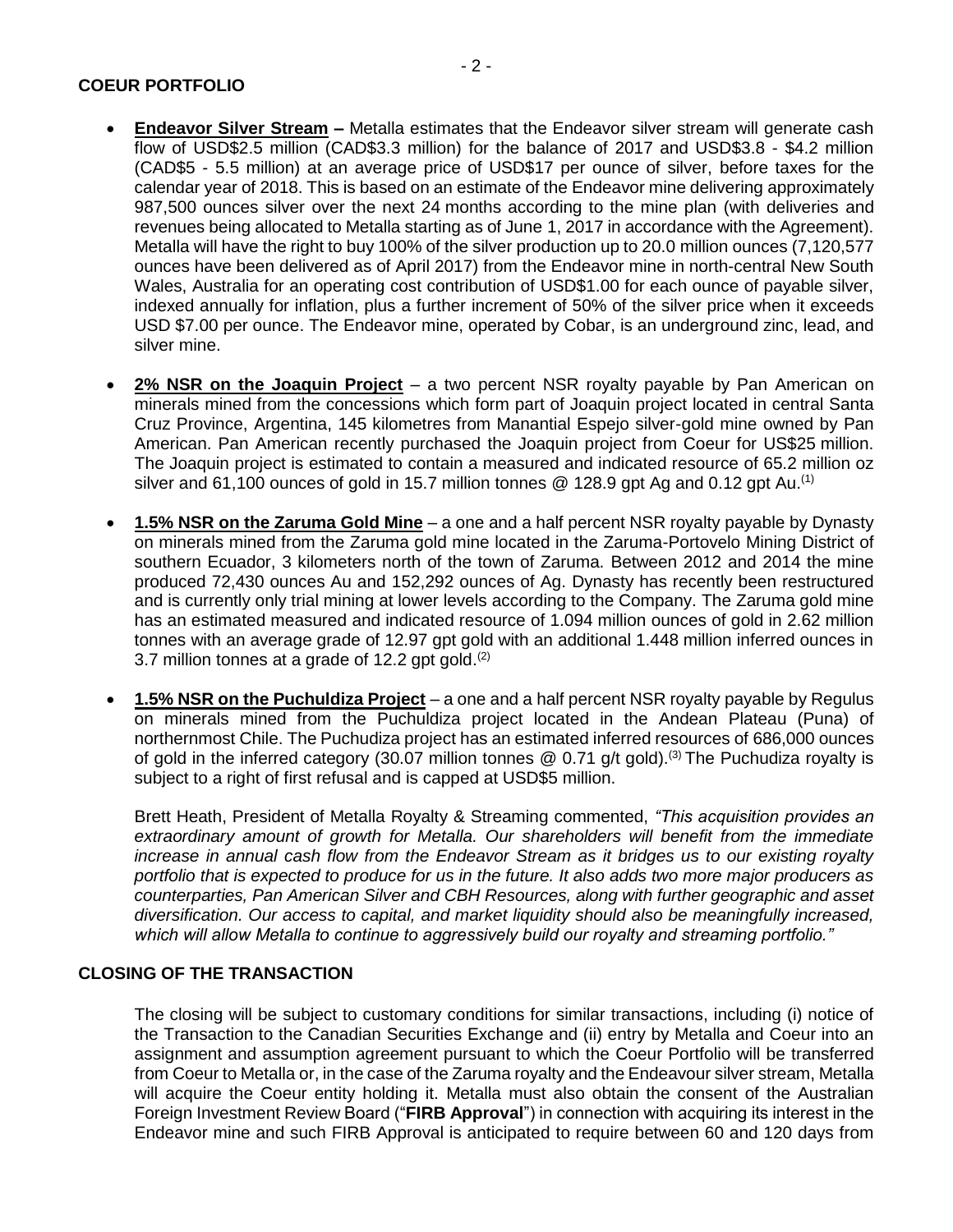## COEUR PORTFOLIO

- **Endeavor Silver Stream –** Metalla estimates that the Endeavor silver stream will generate cash flow of USD$2.5 million (CAD$3.3 million) for the balance of 2017 and USD$3.8 - $4.2 million (CAD$5 - 5.5 million) at an average price of USD$17 per ounce of silver, before taxes for the calendar year of 2018. This is based on an estimate of the Endeavor mine delivering approximately 987,500 ounces silver over the next 24 months according to the mine plan (with deliveries and revenues being allocated to Metalla starting as of June 1, 2017 in accordance with the Agreement). Metalla will have the right to buy 100% of the silver production up to 20.0 million ounces (7,120,577 ounces have been delivered as of April 2017) from the Endeavor mine in north-central New South Wales, Australia for an operating cost contribution of USD$1.00 for each ounce of payable silver, indexed annually for inflation, plus a further increment of 50% of the silver price when it exceeds USD $7.00 per ounce. The Endeavor mine, operated by Cobar, is an underground zinc, lead, and silver mine.

- **2% NSR on the Joaquin Project** – a two percent NSR royalty payable by Pan American on minerals mined from the concessions which form part of Joaquin project located in central Santa Cruz Province, Argentina, 145 kilometres from Manantial Espejo silver-gold mine owned by Pan American. Pan American recently purchased the Joaquin project from Coeur for US$25 million. The Joaquin project is estimated to contain a measured and indicated resource of 65.2 million oz silver and 61,100 ounces of gold in 15.7 million tonnes @ 128.9 gpt Ag and 0.12 gpt Au.(1)

- **1.5% NSR on the Zaruma Gold Mine** – a one and a half percent NSR royalty payable by Dynasty on minerals mined from the Zaruma gold mine located in the Zaruma-Portovelo Mining District of southern Ecuador, 3 kilometers north of the town of Zaruma. Between 2012 and 2014 the mine produced 72,430 ounces Au and 152,292 ounces of Ag. Dynasty has recently been restructured and is currently only trial mining at lower levels according to the Company. The Zaruma gold mine has an estimated measured and indicated resource of 1.094 million ounces of gold in 2.62 million tonnes with an average grade of 12.97 gpt gold with an additional 1.448 million inferred ounces in 3.7 million tonnes at a grade of 12.2 gpt gold.(2)

- **1.5% NSR on the Puchuldiza Project** – a one and a half percent NSR royalty payable by Regulus on minerals mined from the Puchuldiza project located in the Andean Plateau (Puna) of northernmost Chile. The Puchudiza project has an estimated inferred resources of 686,000 ounces of gold in the inferred category (30.07 million tonnes @ 0.71 g/t gold).(3) The Puchudiza royalty is subject to a right of first refusal and is capped at USD$5 million.

  Brett Heath, President of Metalla Royalty & Streaming commented, *"This acquisition provides an extraordinary amount of growth for Metalla. Our shareholders will benefit from the immediate increase in annual cash flow from the Endeavor Stream as it bridges us to our existing royalty portfolio that is expected to produce for us in the future. It also adds two more major producers as counterparties, Pan American Silver and CBH Resources, along with further geographic and asset diversification. Our access to capital, and market liquidity should also be meaningfully increased, which will allow Metalla to continue to aggressively build our royalty and streaming portfolio."*

## CLOSING OF THE TRANSACTION

The closing will be subject to customary conditions for similar transactions, including (i) notice of the Transaction to the Canadian Securities Exchange and (ii) entry by Metalla and Coeur into an assignment and assumption agreement pursuant to which the Coeur Portfolio will be transferred from Coeur to Metalla or, in the case of the Zaruma royalty and the Endeavour silver stream, Metalla will acquire the Coeur entity holding it. Metalla must also obtain the consent of the Australian Foreign Investment Review Board ("**FIRB Approval**") in connection with acquiring its interest in the Endeavor mine and such FIRB Approval is anticipated to require between 60 and 120 days from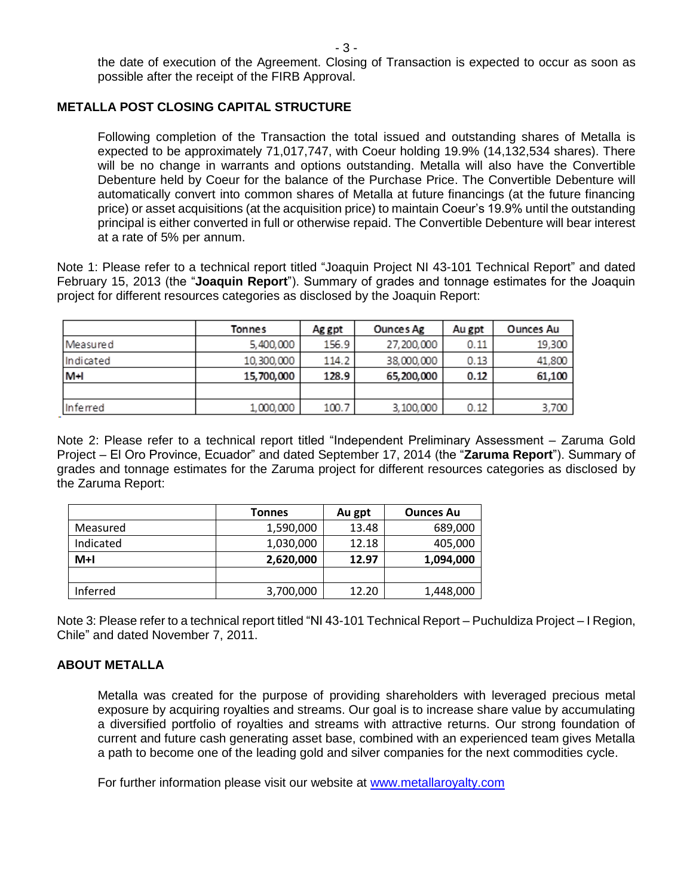the date of execution of the Agreement. Closing of Transaction is expected to occur as soon as possible after the receipt of the FIRB Approval.

## METALLA POST CLOSING CAPITAL STRUCTURE

Following completion of the Transaction the total issued and outstanding shares of Metalla is expected to be approximately 71,017,747, with Coeur holding 19.9% (14,132,534 shares). There will be no change in warrants and options outstanding. Metalla will also have the Convertible Debenture held by Coeur for the balance of the Purchase Price. The Convertible Debenture will automatically convert into common shares of Metalla at future financings (at the future financing price) or asset acquisitions (at the acquisition price) to maintain Coeur's 19.9% until the outstanding principal is either converted in full or otherwise repaid. The Convertible Debenture will bear interest at a rate of 5% per annum.

Note 1: Please refer to a technical report titled "Joaquin Project NI 43-101 Technical Report" and dated February 15, 2013 (the "**Joaquin Report**"). Summary of grades and tonnage estimates for the Joaquin project for different resources categories as disclosed by the Joaquin Report:

| | Tonnes | Ag gpt | Ounces Ag | Au gpt | Ounces Au |
|---|---|---|---|---|---|
| Measured | 5,400,000 | 156.9 | 27,200,000 | 0.11 | 19,300 |
| Indicated | 10,300,000 | 114.2 | 38,000,000 | 0.13 | 41,800 |
| **M+I** | **15,700,000** | **128.9** | **65,200,000** | **0.12** | **61,100** |
| | | | | | |
| Inferred | 1,000,000 | 100.7 | 3,100,000 | 0.12 | 3,700 |

Note 2: Please refer to a technical report titled "Independent Preliminary Assessment – Zaruma Gold Project – El Oro Province, Ecuador" and dated September 17, 2014 (the "**Zaruma Report**"). Summary of grades and tonnage estimates for the Zaruma project for different resources categories as disclosed by the Zaruma Report:

| | Tonnes | Au gpt | Ounces Au |
|---|---|---|---|
| Measured | 1,590,000 | 13.48 | 689,000 |
| Indicated | 1,030,000 | 12.18 | 405,000 |
| **M+I** | **2,620,000** | **12.97** | **1,094,000** |
| | | | |
| Inferred | 3,700,000 | 12.20 | 1,448,000 |

Note 3: Please refer to a technical report titled "NI 43-101 Technical Report – Puchuldiza Project – I Region, Chile" and dated November 7, 2011.

## ABOUT METALLA

Metalla was created for the purpose of providing shareholders with leveraged precious metal exposure by acquiring royalties and streams. Our goal is to increase share value by accumulating a diversified portfolio of royalties and streams with attractive returns. Our strong foundation of current and future cash generating asset base, combined with an experienced team gives Metalla a path to become one of the leading gold and silver companies for the next commodities cycle.

For further information please visit our website at [www.metallaroyalty.com](http://www.metallaroyalty.com)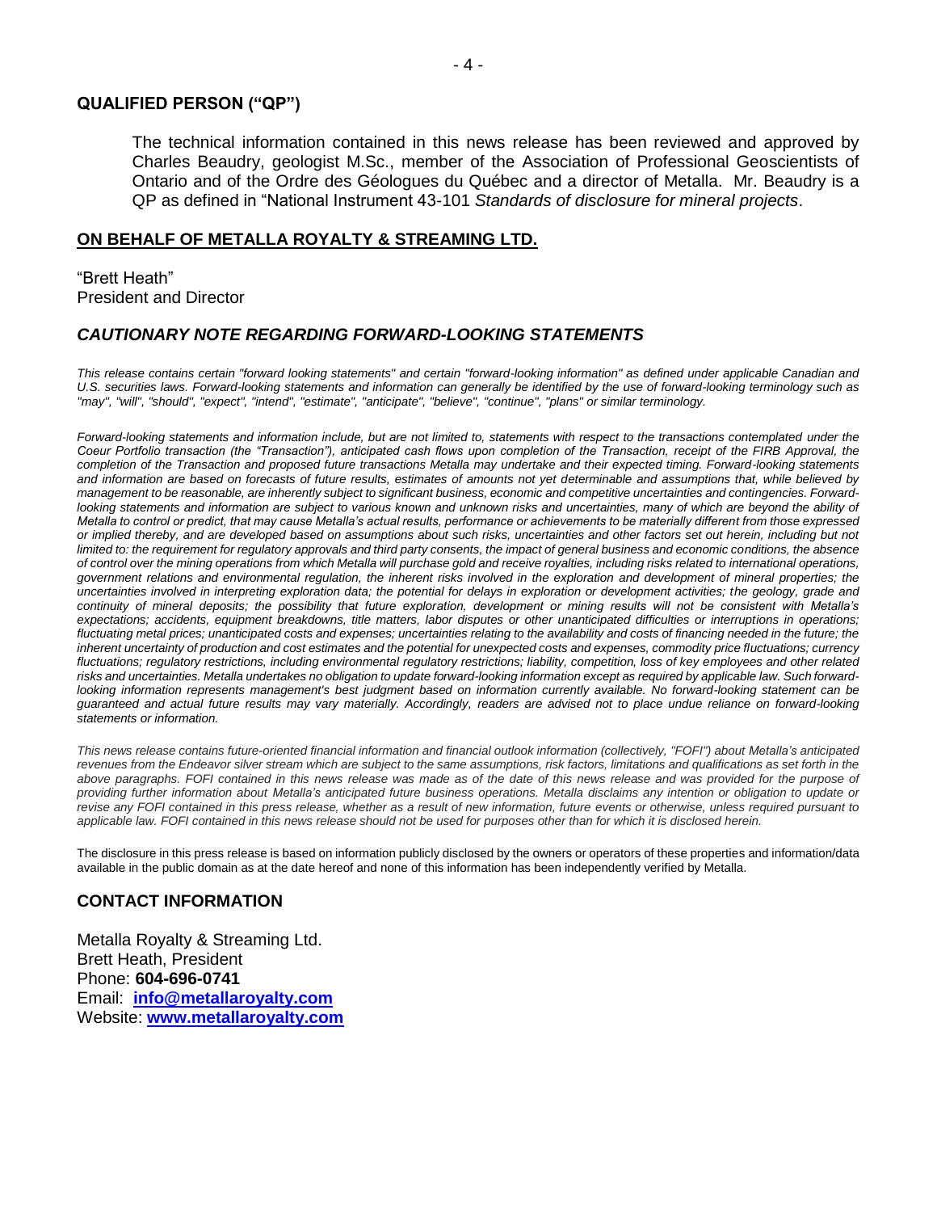## QUALIFIED PERSON ("QP")

The technical information contained in this news release has been reviewed and approved by Charles Beaudry, geologist M.Sc., member of the Association of Professional Geoscientists of Ontario and of the Ordre des Géologues du Québec and a director of Metalla. Mr. Beaudry is a QP as defined in "National Instrument 43-101 *Standards of disclosure for mineral projects*.

## ON BEHALF OF METALLA ROYALTY & STREAMING LTD.

"Brett Heath"
President and Director

## *CAUTIONARY NOTE REGARDING FORWARD-LOOKING STATEMENTS*

*This release contains certain "forward looking statements" and certain "forward-looking information" as defined under applicable Canadian and U.S. securities laws. Forward-looking statements and information can generally be identified by the use of forward-looking terminology such as "may", "will", "should", "expect", "intend", "estimate", "anticipate", "believe", "continue", "plans" or similar terminology.*

*Forward-looking statements and information include, but are not limited to, statements with respect to the transactions contemplated under the Coeur Portfolio transaction (the "Transaction"), anticipated cash flows upon completion of the Transaction, receipt of the FIRB Approval, the completion of the Transaction and proposed future transactions Metalla may undertake and their expected timing. Forward-looking statements and information are based on forecasts of future results, estimates of amounts not yet determinable and assumptions that, while believed by management to be reasonable, are inherently subject to significant business, economic and competitive uncertainties and contingencies. Forward-looking statements and information are subject to various known and unknown risks and uncertainties, many of which are beyond the ability of Metalla to control or predict, that may cause Metalla's actual results, performance or achievements to be materially different from those expressed or implied thereby, and are developed based on assumptions about such risks, uncertainties and other factors set out herein, including but not limited to: the requirement for regulatory approvals and third party consents, the impact of general business and economic conditions, the absence of control over the mining operations from which Metalla will purchase gold and receive royalties, including risks related to international operations, government relations and environmental regulation, the inherent risks involved in the exploration and development of mineral properties; the uncertainties involved in interpreting exploration data; the potential for delays in exploration or development activities; the geology, grade and continuity of mineral deposits; the possibility that future exploration, development or mining results will not be consistent with Metalla's expectations; accidents, equipment breakdowns, title matters, labor disputes or other unanticipated difficulties or interruptions in operations; fluctuating metal prices; unanticipated costs and expenses; uncertainties relating to the availability and costs of financing needed in the future; the inherent uncertainty of production and cost estimates and the potential for unexpected costs and expenses, commodity price fluctuations; currency fluctuations; regulatory restrictions, including environmental regulatory restrictions; liability, competition, loss of key employees and other related risks and uncertainties. Metalla undertakes no obligation to update forward-looking information except as required by applicable law. Such forward-looking information represents management's best judgment based on information currently available. No forward-looking statement can be guaranteed and actual future results may vary materially. Accordingly, readers are advised not to place undue reliance on forward-looking statements or information.*

*This news release contains future-oriented financial information and financial outlook information (collectively, "FOFI") about Metalla's anticipated revenues from the Endeavor silver stream which are subject to the same assumptions, risk factors, limitations and qualifications as set forth in the above paragraphs. FOFI contained in this news release was made as of the date of this news release and was provided for the purpose of providing further information about Metalla's anticipated future business operations. Metalla disclaims any intention or obligation to update or revise any FOFI contained in this press release, whether as a result of new information, future events or otherwise, unless required pursuant to applicable law. FOFI contained in this news release should not be used for purposes other than for which it is disclosed herein.*

The disclosure in this press release is based on information publicly disclosed by the owners or operators of these properties and information/data available in the public domain as at the date hereof and none of this information has been independently verified by Metalla.

## CONTACT INFORMATION

Metalla Royalty & Streaming Ltd.
Brett Heath, President
Phone: **604-696-0741**
Email: **info@metallaroyalty.com**
Website: **www.metallaroyalty.com**